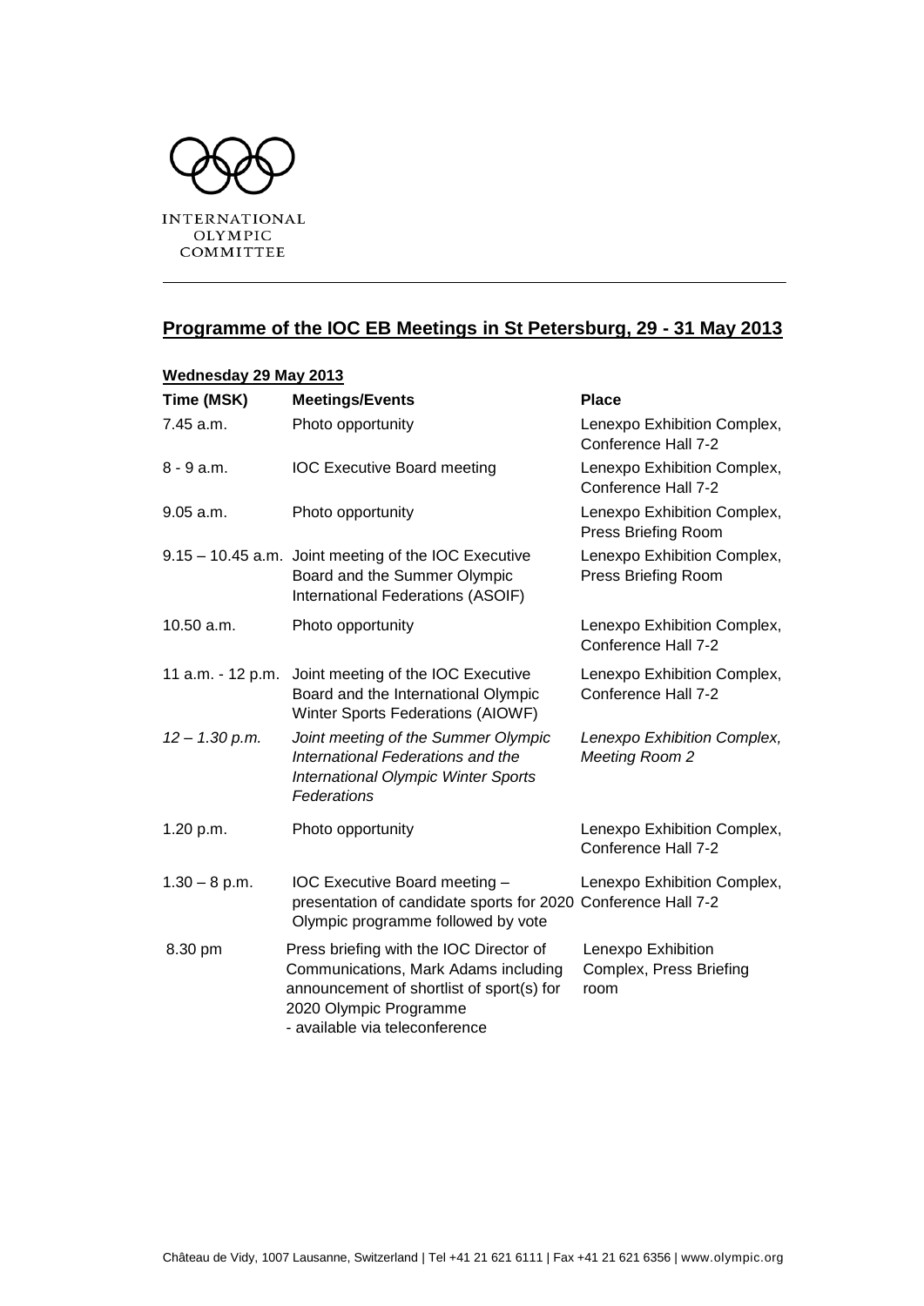INTERNATIONAL OLYMPIC COMMITTEE

## Programme of the IOC EB Meetings in St Petersburg, 29 - 31 May 2013

**Wednesday 29 May 2013**

| Time (MSK) | Meetings/Events | Place |
|---|---|---|
| 7.45 a.m. | Photo opportunity | Lenexpo Exhibition Complex, Conference Hall 7-2 |
| 8 - 9 a.m. | IOC Executive Board meeting | Lenexpo Exhibition Complex, Conference Hall 7-2 |
| 9.05 a.m. | Photo opportunity | Lenexpo Exhibition Complex, Press Briefing Room |
| 9.15 – 10.45 a.m. | Joint meeting of the IOC Executive Board and the Summer Olympic International Federations (ASOIF) | Lenexpo Exhibition Complex, Press Briefing Room |
| 10.50 a.m. | Photo opportunity | Lenexpo Exhibition Complex, Conference Hall 7-2 |
| 11 a.m. - 12 p.m. | Joint meeting of the IOC Executive Board and the International Olympic Winter Sports Federations (AIOWF) | Lenexpo Exhibition Complex, Conference Hall 7-2 |
| *12 – 1.30 p.m.* | *Joint meeting of the Summer Olympic International Federations and the International Olympic Winter Sports Federations* | *Lenexpo Exhibition Complex, Meeting Room 2* |
| 1.20 p.m. | Photo opportunity | Lenexpo Exhibition Complex, Conference Hall 7-2 |
| 1.30 – 8 p.m. | IOC Executive Board meeting – presentation of candidate sports for 2020 Olympic programme followed by vote | Lenexpo Exhibition Complex, Conference Hall 7-2 |
| 8.30 pm | Press briefing with the IOC Director of Communications, Mark Adams including announcement of shortlist of sport(s) for 2020 Olympic Programme<br>- available via teleconference | Lenexpo Exhibition Complex, Press Briefing room |

Château de Vidy, 1007 Lausanne, Switzerland | Tel +41 21 621 6111 | Fax +41 21 621 6356 | www.olympic.org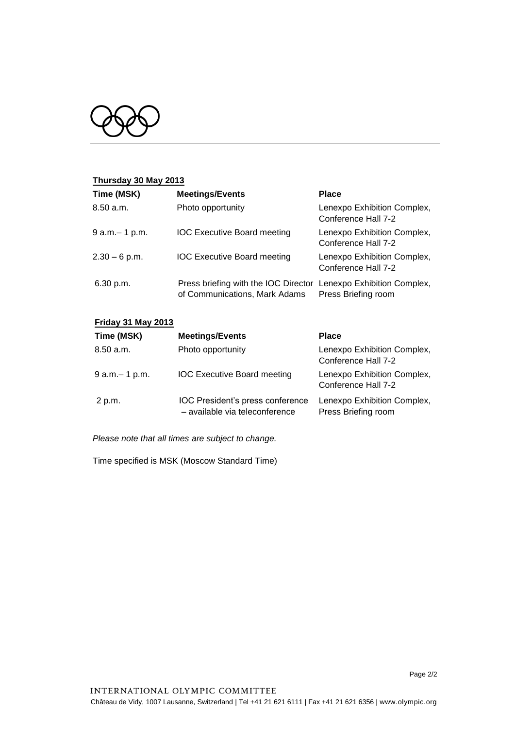**Thursday 30 May 2013**

| Time (MSK) | Meetings/Events | Place |
|---|---|---|
| 8.50 a.m. | Photo opportunity | Lenexpo Exhibition Complex, Conference Hall 7-2 |
| 9 a.m.– 1 p.m. | IOC Executive Board meeting | Lenexpo Exhibition Complex, Conference Hall 7-2 |
| 2.30 – 6 p.m. | IOC Executive Board meeting | Lenexpo Exhibition Complex, Conference Hall 7-2 |
| 6.30 p.m. | Press briefing with the IOC Director of Communications, Mark Adams | Lenexpo Exhibition Complex, Press Briefing room |

**Friday 31 May 2013**

| Time (MSK) | Meetings/Events | Place |
|---|---|---|
| 8.50 a.m. | Photo opportunity | Lenexpo Exhibition Complex, Conference Hall 7-2 |
| 9 a.m.– 1 p.m. | IOC Executive Board meeting | Lenexpo Exhibition Complex, Conference Hall 7-2 |
| 2 p.m. | IOC President's press conference – available via teleconference | Lenexpo Exhibition Complex, Press Briefing room |

*Please note that all times are subject to change.*

Time specified is MSK (Moscow Standard Time)